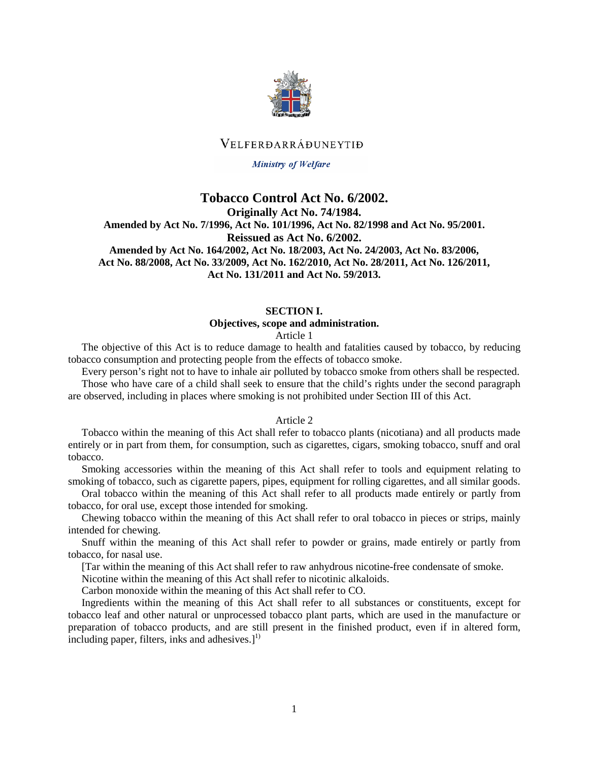VELFERÐARRÁÐUNEYTIÐ

*Ministry of Welfare*

# Tobacco Control Act No. 6/2002.

**Originally Act No. 74/1984.**
**Amended by Act No. 7/1996, Act No. 101/1996, Act No. 82/1998 and Act No. 95/2001.**
**Reissued as Act No. 6/2002.**
**Amended by Act No. 164/2002, Act No. 18/2003, Act No. 24/2003, Act No. 83/2006, Act No. 88/2008, Act No. 33/2009, Act No. 162/2010, Act No. 28/2011, Act No. 126/2011, Act No. 131/2011 and Act No. 59/2013.**

## SECTION I.
## Objectives, scope and administration.

### Article 1

The objective of this Act is to reduce damage to health and fatalities caused by tobacco, by reducing tobacco consumption and protecting people from the effects of tobacco smoke.

Every person's right not to have to inhale air polluted by tobacco smoke from others shall be respected.

Those who have care of a child shall seek to ensure that the child's rights under the second paragraph are observed, including in places where smoking is not prohibited under Section III of this Act.

### Article 2

Tobacco within the meaning of this Act shall refer to tobacco plants (nicotiana) and all products made entirely or in part from them, for consumption, such as cigarettes, cigars, smoking tobacco, snuff and oral tobacco.

Smoking accessories within the meaning of this Act shall refer to tools and equipment relating to smoking of tobacco, such as cigarette papers, pipes, equipment for rolling cigarettes, and all similar goods.

Oral tobacco within the meaning of this Act shall refer to all products made entirely or partly from tobacco, for oral use, except those intended for smoking.

Chewing tobacco within the meaning of this Act shall refer to oral tobacco in pieces or strips, mainly intended for chewing.

Snuff within the meaning of this Act shall refer to powder or grains, made entirely or partly from tobacco, for nasal use.

[Tar within the meaning of this Act shall refer to raw anhydrous nicotine-free condensate of smoke.

Nicotine within the meaning of this Act shall refer to nicotinic alkaloids.

Carbon monoxide within the meaning of this Act shall refer to CO.

Ingredients within the meaning of this Act shall refer to all substances or constituents, except for tobacco leaf and other natural or unprocessed tobacco plant parts, which are used in the manufacture or preparation of tobacco products, and are still present in the finished product, even if in altered form, including paper, filters, inks and adhesives.][1)]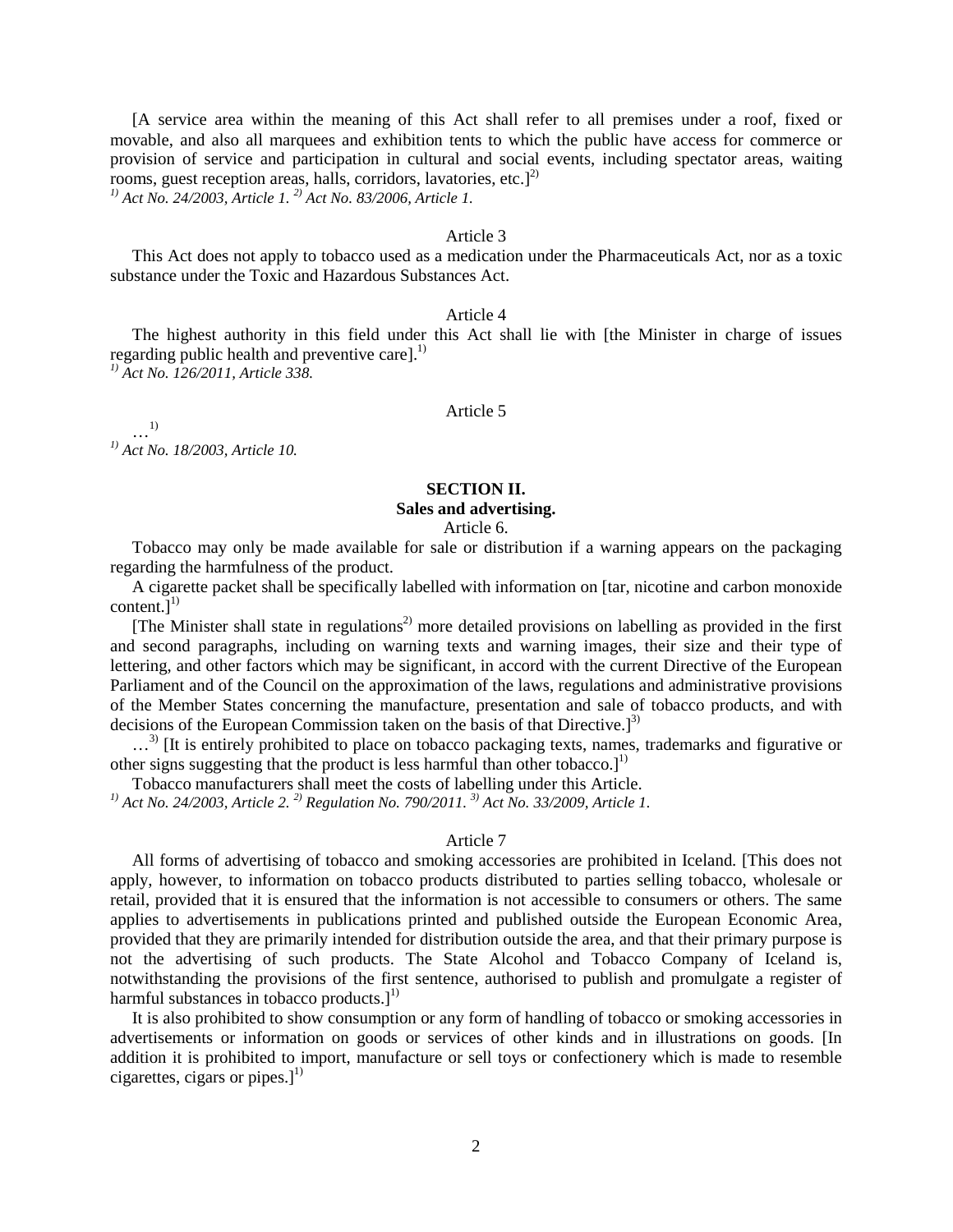[A service area within the meaning of this Act shall refer to all premises under a roof, fixed or movable, and also all marquees and exhibition tents to which the public have access for commerce or provision of service and participation in cultural and social events, including spectator areas, waiting rooms, guest reception areas, halls, corridors, lavatories, etc.][2)]

*[1)] Act No. 24/2003, Article 1. [2)] Act No. 83/2006, Article 1.*

Article 3

This Act does not apply to tobacco used as a medication under the Pharmaceuticals Act, nor as a toxic substance under the Toxic and Hazardous Substances Act.

Article 4

The highest authority in this field under this Act shall lie with [the Minister in charge of issues regarding public health and preventive care].[1)]

*[1)] Act No. 126/2011, Article 338.*

Article 5

…[1)]

*[1)] Act No. 18/2003, Article 10.*

## SECTION II.
## Sales and advertising.

Article 6.

Tobacco may only be made available for sale or distribution if a warning appears on the packaging regarding the harmfulness of the product.

A cigarette packet shall be specifically labelled with information on [tar, nicotine and carbon monoxide content.][1)]

[The Minister shall state in regulations[2)] more detailed provisions on labelling as provided in the first and second paragraphs, including on warning texts and warning images, their size and their type of lettering, and other factors which may be significant, in accord with the current Directive of the European Parliament and of the Council on the approximation of the laws, regulations and administrative provisions of the Member States concerning the manufacture, presentation and sale of tobacco products, and with decisions of the European Commission taken on the basis of that Directive.][3)]

…[3)] [It is entirely prohibited to place on tobacco packaging texts, names, trademarks and figurative or other signs suggesting that the product is less harmful than other tobacco.][1)]

Tobacco manufacturers shall meet the costs of labelling under this Article.

*[1)] Act No. 24/2003, Article 2. [2)] Regulation No. 790/2011. [3)] Act No. 33/2009, Article 1.*

Article 7

All forms of advertising of tobacco and smoking accessories are prohibited in Iceland. [This does not apply, however, to information on tobacco products distributed to parties selling tobacco, wholesale or retail, provided that it is ensured that the information is not accessible to consumers or others. The same applies to advertisements in publications printed and published outside the European Economic Area, provided that they are primarily intended for distribution outside the area, and that their primary purpose is not the advertising of such products. The State Alcohol and Tobacco Company of Iceland is, notwithstanding the provisions of the first sentence, authorised to publish and promulgate a register of harmful substances in tobacco products.][1)]

It is also prohibited to show consumption or any form of handling of tobacco or smoking accessories in advertisements or information on goods or services of other kinds and in illustrations on goods. [In addition it is prohibited to import, manufacture or sell toys or confectionery which is made to resemble cigarettes, cigars or pipes.][1)]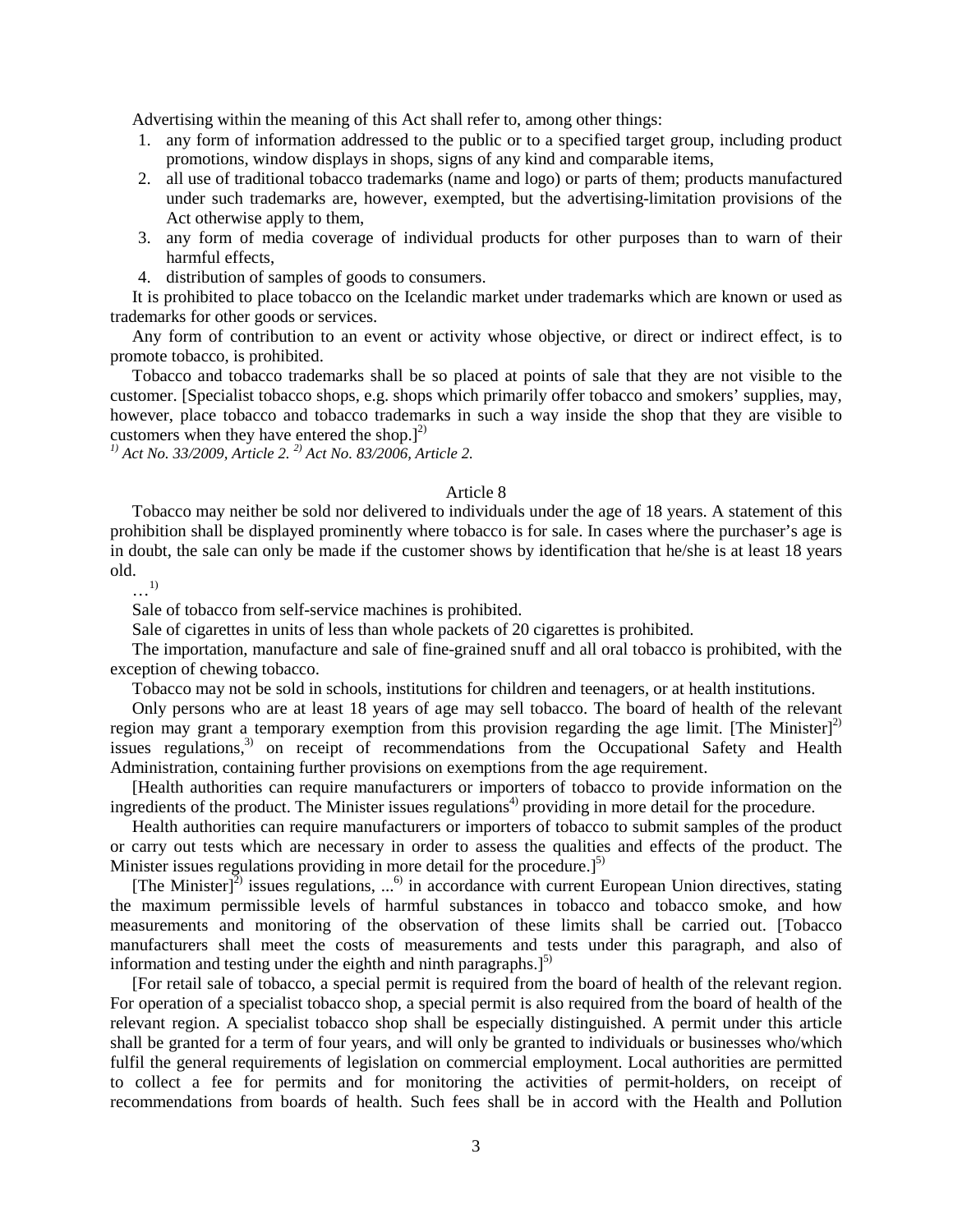Advertising within the meaning of this Act shall refer to, among other things:

1. any form of information addressed to the public or to a specified target group, including product promotions, window displays in shops, signs of any kind and comparable items,
2. all use of traditional tobacco trademarks (name and logo) or parts of them; products manufactured under such trademarks are, however, exempted, but the advertising-limitation provisions of the Act otherwise apply to them,
3. any form of media coverage of individual products for other purposes than to warn of their harmful effects,
4. distribution of samples of goods to consumers.

It is prohibited to place tobacco on the Icelandic market under trademarks which are known or used as trademarks for other goods or services.

Any form of contribution to an event or activity whose objective, or direct or indirect effect, is to promote tobacco, is prohibited.

Tobacco and tobacco trademarks shall be so placed at points of sale that they are not visible to the customer. [Specialist tobacco shops, e.g. shops which primarily offer tobacco and smokers' supplies, may, however, place tobacco and tobacco trademarks in such a way inside the shop that they are visible to customers when they have entered the shop.][2)]

*[1)] Act No. 33/2009, Article 2. [2)] Act No. 83/2006, Article 2.*

## Article 8

Tobacco may neither be sold nor delivered to individuals under the age of 18 years. A statement of this prohibition shall be displayed prominently where tobacco is for sale. In cases where the purchaser's age is in doubt, the sale can only be made if the customer shows by identification that he/she is at least 18 years old.

…[1)]

Sale of tobacco from self-service machines is prohibited.

Sale of cigarettes in units of less than whole packets of 20 cigarettes is prohibited.

The importation, manufacture and sale of fine-grained snuff and all oral tobacco is prohibited, with the exception of chewing tobacco.

Tobacco may not be sold in schools, institutions for children and teenagers, or at health institutions.

Only persons who are at least 18 years of age may sell tobacco. The board of health of the relevant region may grant a temporary exemption from this provision regarding the age limit. [The Minister][2)] issues regulations,[3)] on receipt of recommendations from the Occupational Safety and Health Administration, containing further provisions on exemptions from the age requirement.

[Health authorities can require manufacturers or importers of tobacco to provide information on the ingredients of the product. The Minister issues regulations[4)] providing in more detail for the procedure.

Health authorities can require manufacturers or importers of tobacco to submit samples of the product or carry out tests which are necessary in order to assess the qualities and effects of the product. The Minister issues regulations providing in more detail for the procedure.][5)]

[The Minister][2)] issues regulations, ...[6)] in accordance with current European Union directives, stating the maximum permissible levels of harmful substances in tobacco and tobacco smoke, and how measurements and monitoring of the observation of these limits shall be carried out. [Tobacco manufacturers shall meet the costs of measurements and tests under this paragraph, and also of information and testing under the eighth and ninth paragraphs.][5)]

[For retail sale of tobacco, a special permit is required from the board of health of the relevant region. For operation of a specialist tobacco shop, a special permit is also required from the board of health of the relevant region. A specialist tobacco shop shall be especially distinguished. A permit under this article shall be granted for a term of four years, and will only be granted to individuals or businesses who/which fulfil the general requirements of legislation on commercial employment. Local authorities are permitted to collect a fee for permits and for monitoring the activities of permit-holders, on receipt of recommendations from boards of health. Such fees shall be in accord with the Health and Pollution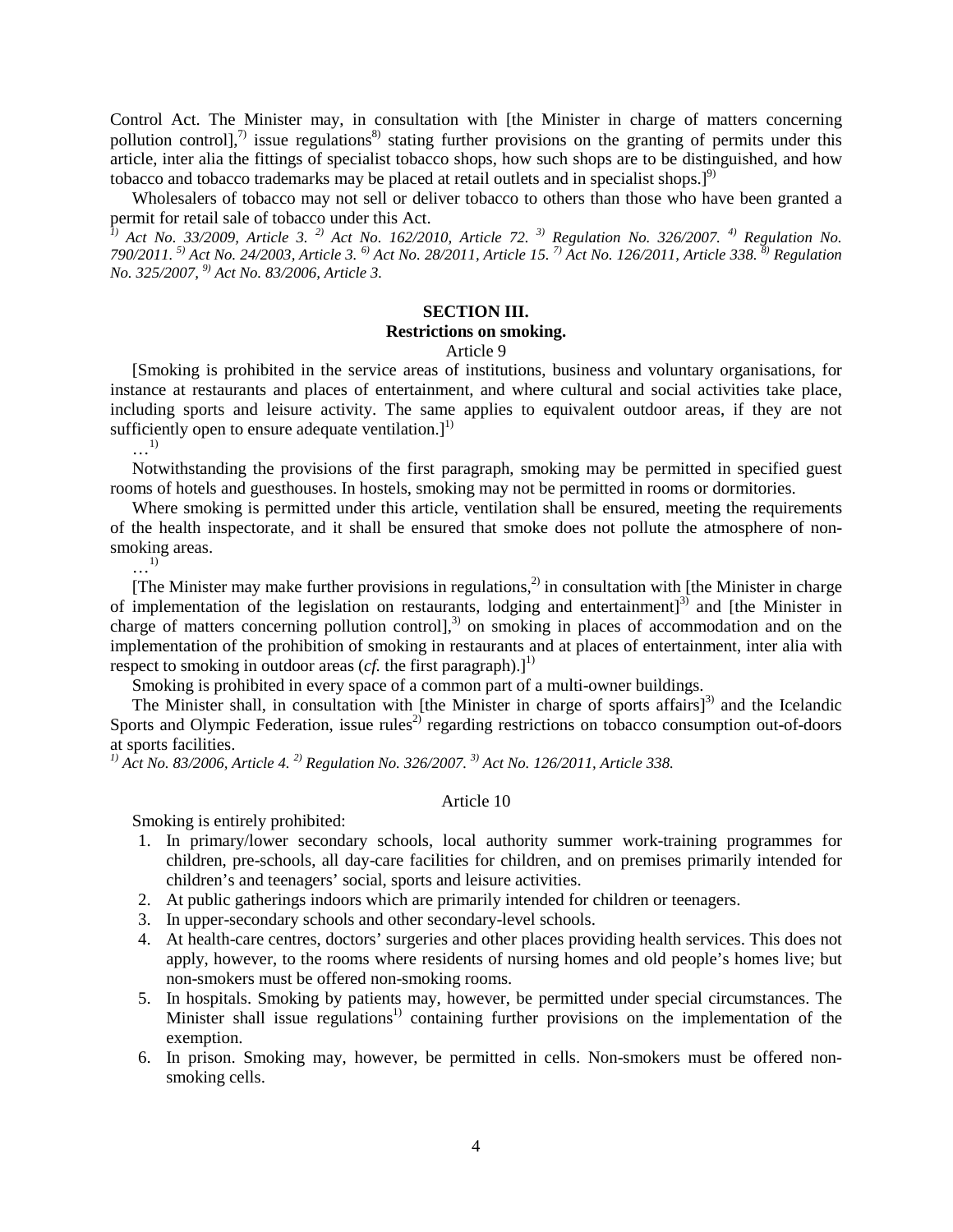Control Act. The Minister may, in consultation with [the Minister in charge of matters concerning pollution control],[7] issue regulations[8] stating further provisions on the granting of permits under this article, inter alia the fittings of specialist tobacco shops, how such shops are to be distinguished, and how tobacco and tobacco trademarks may be placed at retail outlets and in specialist shops.][9]

Wholesalers of tobacco may not sell or deliver tobacco to others than those who have been granted a permit for retail sale of tobacco under this Act.

*[1] Act No. 33/2009, Article 3. [2] Act No. 162/2010, Article 72. [3] Regulation No. 326/2007. [4] Regulation No. 790/2011. [5] Act No. 24/2003, Article 3. [6] Act No. 28/2011, Article 15. [7] Act No. 126/2011, Article 338. [8] Regulation No. 325/2007, [9] Act No. 83/2006, Article 3.*

## SECTION III.
## Restrictions on smoking.

### Article 9

[Smoking is prohibited in the service areas of institutions, business and voluntary organisations, for instance at restaurants and places of entertainment, and where cultural and social activities take place, including sports and leisure activity. The same applies to equivalent outdoor areas, if they are not sufficiently open to ensure adequate ventilation.][1]

…[1]

Notwithstanding the provisions of the first paragraph, smoking may be permitted in specified guest rooms of hotels and guesthouses. In hostels, smoking may not be permitted in rooms or dormitories.

Where smoking is permitted under this article, ventilation shall be ensured, meeting the requirements of the health inspectorate, and it shall be ensured that smoke does not pollute the atmosphere of non-smoking areas.

…[1]

[The Minister may make further provisions in regulations,[2] in consultation with [the Minister in charge of implementation of the legislation on restaurants, lodging and entertainment][3] and [the Minister in charge of matters concerning pollution control],[3] on smoking in places of accommodation and on the implementation of the prohibition of smoking in restaurants and at places of entertainment, inter alia with respect to smoking in outdoor areas (*cf.* the first paragraph).][1]

Smoking is prohibited in every space of a common part of a multi-owner buildings.

The Minister shall, in consultation with [the Minister in charge of sports affairs][3] and the Icelandic Sports and Olympic Federation, issue rules[2] regarding restrictions on tobacco consumption out-of-doors at sports facilities.

*[1] Act No. 83/2006, Article 4. [2] Regulation No. 326/2007. [3] Act No. 126/2011, Article 338.*

### Article 10

Smoking is entirely prohibited:

1. In primary/lower secondary schools, local authority summer work-training programmes for children, pre-schools, all day-care facilities for children, and on premises primarily intended for children's and teenagers' social, sports and leisure activities.
2. At public gatherings indoors which are primarily intended for children or teenagers.
3. In upper-secondary schools and other secondary-level schools.
4. At health-care centres, doctors' surgeries and other places providing health services. This does not apply, however, to the rooms where residents of nursing homes and old people's homes live; but non-smokers must be offered non-smoking rooms.
5. In hospitals. Smoking by patients may, however, be permitted under special circumstances. The Minister shall issue regulations[1] containing further provisions on the implementation of the exemption.
6. In prison. Smoking may, however, be permitted in cells. Non-smokers must be offered non-smoking cells.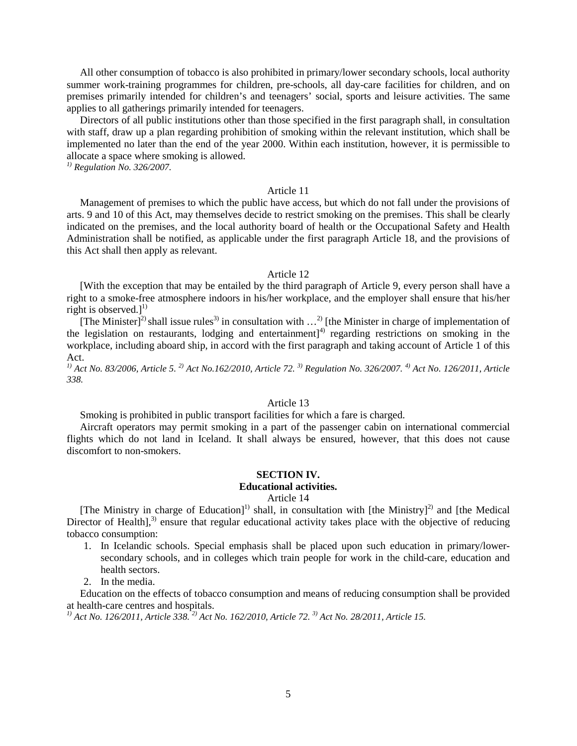All other consumption of tobacco is also prohibited in primary/lower secondary schools, local authority summer work-training programmes for children, pre-schools, all day-care facilities for children, and on premises primarily intended for children's and teenagers' social, sports and leisure activities. The same applies to all gatherings primarily intended for teenagers.

Directors of all public institutions other than those specified in the first paragraph shall, in consultation with staff, draw up a plan regarding prohibition of smoking within the relevant institution, which shall be implemented no later than the end of the year 2000. Within each institution, however, it is permissible to allocate a space where smoking is allowed.

*[1)] Regulation No. 326/2007.*

Article 11

Management of premises to which the public have access, but which do not fall under the provisions of arts. 9 and 10 of this Act, may themselves decide to restrict smoking on the premises. This shall be clearly indicated on the premises, and the local authority board of health or the Occupational Safety and Health Administration shall be notified, as applicable under the first paragraph Article 18, and the provisions of this Act shall then apply as relevant.

Article 12

[With the exception that may be entailed by the third paragraph of Article 9, every person shall have a right to a smoke-free atmosphere indoors in his/her workplace, and the employer shall ensure that his/her right is observed.][1)]

[The Minister][2)] shall issue rules[3)] in consultation with …[2)] [the Minister in charge of implementation of the legislation on restaurants, lodging and entertainment][4)] regarding restrictions on smoking in the workplace, including aboard ship, in accord with the first paragraph and taking account of Article 1 of this Act.

*[1)] Act No. 83/2006, Article 5. [2)] Act No.162/2010, Article 72. [3)] Regulation No. 326/2007. [4)] Act No. 126/2011, Article 338.*

Article 13

Smoking is prohibited in public transport facilities for which a fare is charged.

Aircraft operators may permit smoking in a part of the passenger cabin on international commercial flights which do not land in Iceland. It shall always be ensured, however, that this does not cause discomfort to non-smokers.

## SECTION IV.
## Educational activities.

Article 14

[The Ministry in charge of Education][1)] shall, in consultation with [the Ministry][2)] and [the Medical Director of Health],[3)] ensure that regular educational activity takes place with the objective of reducing tobacco consumption:

1. In Icelandic schools. Special emphasis shall be placed upon such education in primary/lower-secondary schools, and in colleges which train people for work in the child-care, education and health sectors.
2. In the media.

Education on the effects of tobacco consumption and means of reducing consumption shall be provided at health-care centres and hospitals.

*[1)] Act No. 126/2011, Article 338. [2)] Act No. 162/2010, Article 72. [3)] Act No. 28/2011, Article 15.*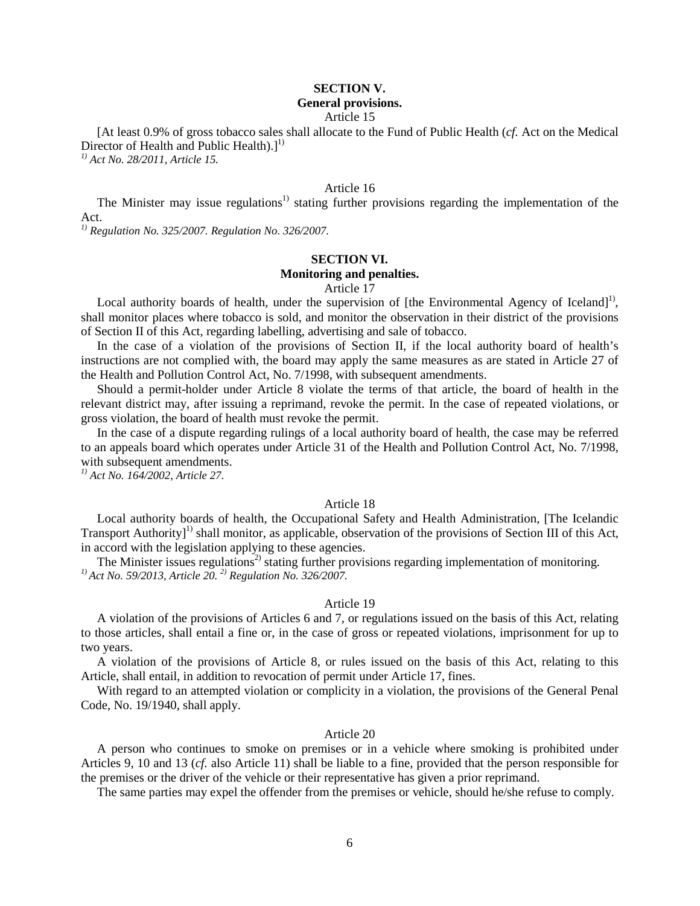## SECTION V.
## General provisions.

Article 15

[At least 0.9% of gross tobacco sales shall allocate to the Fund of Public Health (*cf.* Act on the Medical Director of Health and Public Health).][1)]

*1) Act No. 28/2011, Article 15.*

Article 16

The Minister may issue regulations[1)] stating further provisions regarding the implementation of the Act.

*1) Regulation No. 325/2007. Regulation No. 326/2007.*

## SECTION VI.
## Monitoring and penalties.

Article 17

Local authority boards of health, under the supervision of [the Environmental Agency of Iceland][1)], shall monitor places where tobacco is sold, and monitor the observation in their district of the provisions of Section II of this Act, regarding labelling, advertising and sale of tobacco.

In the case of a violation of the provisions of Section II, if the local authority board of health's instructions are not complied with, the board may apply the same measures as are stated in Article 27 of the Health and Pollution Control Act, No. 7/1998, with subsequent amendments.

Should a permit-holder under Article 8 violate the terms of that article, the board of health in the relevant district may, after issuing a reprimand, revoke the permit. In the case of repeated violations, or gross violation, the board of health must revoke the permit.

In the case of a dispute regarding rulings of a local authority board of health, the case may be referred to an appeals board which operates under Article 31 of the Health and Pollution Control Act, No. 7/1998, with subsequent amendments.

*1) Act No. 164/2002, Article 27.*

Article 18

Local authority boards of health, the Occupational Safety and Health Administration, [The Icelandic Transport Authority][1)] shall monitor, as applicable, observation of the provisions of Section III of this Act, in accord with the legislation applying to these agencies.

The Minister issues regulations[2)] stating further provisions regarding implementation of monitoring.

*1) Act No. 59/2013, Article 20. 2) Regulation No. 326/2007.*

Article 19

A violation of the provisions of Articles 6 and 7, or regulations issued on the basis of this Act, relating to those articles, shall entail a fine or, in the case of gross or repeated violations, imprisonment for up to two years.

A violation of the provisions of Article 8, or rules issued on the basis of this Act, relating to this Article, shall entail, in addition to revocation of permit under Article 17, fines.

With regard to an attempted violation or complicity in a violation, the provisions of the General Penal Code, No. 19/1940, shall apply.

Article 20

A person who continues to smoke on premises or in a vehicle where smoking is prohibited under Articles 9, 10 and 13 (*cf.* also Article 11) shall be liable to a fine, provided that the person responsible for the premises or the driver of the vehicle or their representative has given a prior reprimand.

The same parties may expel the offender from the premises or vehicle, should he/she refuse to comply.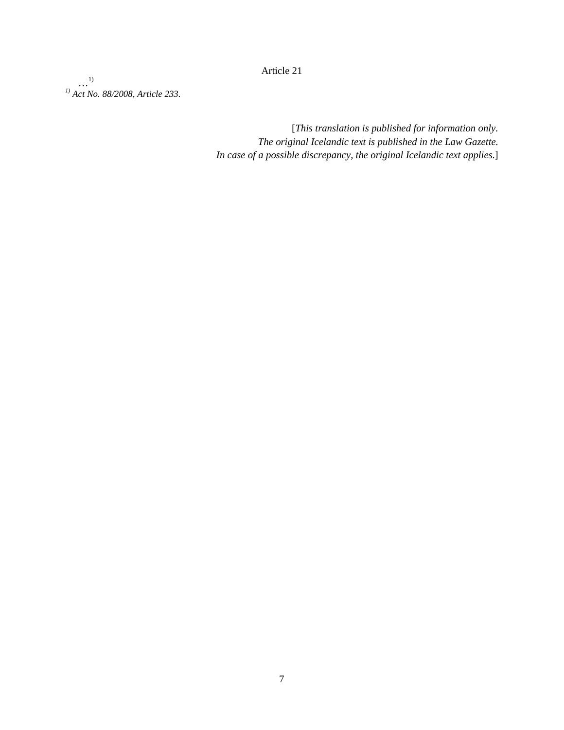Article 21

…[1)]

*[1)] Act No. 88/2008, Article 233.*

[*This translation is published for information only. The original Icelandic text is published in the Law Gazette. In case of a possible discrepancy, the original Icelandic text applies.*]